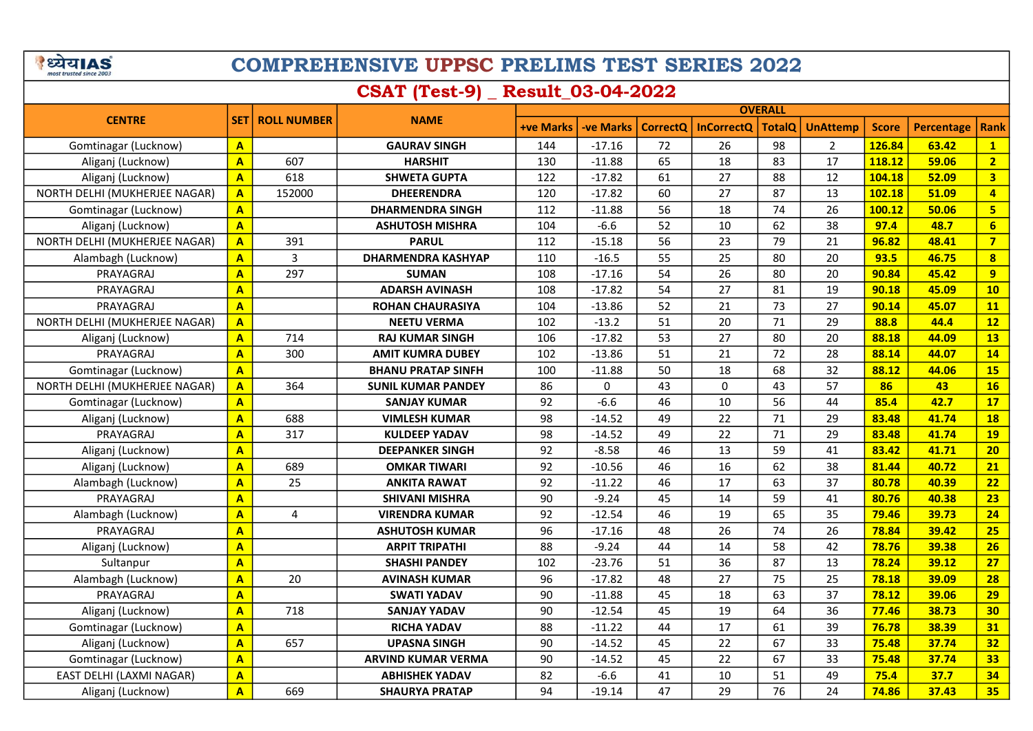# COMPREHENSIVE UPPSC PRELIMS TEST SERIES 2022

## CSAT (Test-9) _ Result_03-04-2022

| CENTRE | SET | ROLL NUMBER | NAME | OVERALL | | | | | | | | |
|---|---|---|---|---|---|---|---|---|---|---|---|---|
| | | | | +ve Marks | -ve Marks | CorrectQ | InCorrectQ | TotalQ | UnAttemp | Score | Percentage | Rank |
| Gomtinagar (Lucknow) | A | | GAURAV SINGH | 144 | -17.16 | 72 | 26 | 98 | 2 | 126.84 | 63.42 | 1 |
| Aliganj (Lucknow) | A | 607 | HARSHIT | 130 | -11.88 | 65 | 18 | 83 | 17 | 118.12 | 59.06 | 2 |
| Aliganj (Lucknow) | A | 618 | SHWETA GUPTA | 122 | -17.82 | 61 | 27 | 88 | 12 | 104.18 | 52.09 | 3 |
| NORTH DELHI (MUKHERJEE NAGAR) | A | 152000 | DHEERENDRA | 120 | -17.82 | 60 | 27 | 87 | 13 | 102.18 | 51.09 | 4 |
| Gomtinagar (Lucknow) | A | | DHARMENDRA SINGH | 112 | -11.88 | 56 | 18 | 74 | 26 | 100.12 | 50.06 | 5 |
| Aliganj (Lucknow) | A | | ASHUTOSH MISHRA | 104 | -6.6 | 52 | 10 | 62 | 38 | 97.4 | 48.7 | 6 |
| NORTH DELHI (MUKHERJEE NAGAR) | A | 391 | PARUL | 112 | -15.18 | 56 | 23 | 79 | 21 | 96.82 | 48.41 | 7 |
| Alambagh (Lucknow) | A | 3 | DHARMENDRA KASHYAP | 110 | -16.5 | 55 | 25 | 80 | 20 | 93.5 | 46.75 | 8 |
| PRAYAGRAJ | A | 297 | SUMAN | 108 | -17.16 | 54 | 26 | 80 | 20 | 90.84 | 45.42 | 9 |
| PRAYAGRAJ | A | | ADARSH AVINASH | 108 | -17.82 | 54 | 27 | 81 | 19 | 90.18 | 45.09 | 10 |
| PRAYAGRAJ | A | | ROHAN CHAURASIYA | 104 | -13.86 | 52 | 21 | 73 | 27 | 90.14 | 45.07 | 11 |
| NORTH DELHI (MUKHERJEE NAGAR) | A | | NEETU VERMA | 102 | -13.2 | 51 | 20 | 71 | 29 | 88.8 | 44.4 | 12 |
| Aliganj (Lucknow) | A | 714 | RAJ KUMAR SINGH | 106 | -17.82 | 53 | 27 | 80 | 20 | 88.18 | 44.09 | 13 |
| PRAYAGRAJ | A | 300 | AMIT KUMRA DUBEY | 102 | -13.86 | 51 | 21 | 72 | 28 | 88.14 | 44.07 | 14 |
| Gomtinagar (Lucknow) | A | | BHANU PRATAP SINFH | 100 | -11.88 | 50 | 18 | 68 | 32 | 88.12 | 44.06 | 15 |
| NORTH DELHI (MUKHERJEE NAGAR) | A | 364 | SUNIL KUMAR PANDEY | 86 | 0 | 43 | 0 | 43 | 57 | 86 | 43 | 16 |
| Gomtinagar (Lucknow) | A | | SANJAY KUMAR | 92 | -6.6 | 46 | 10 | 56 | 44 | 85.4 | 42.7 | 17 |
| Aliganj (Lucknow) | A | 688 | VIMLESH KUMAR | 98 | -14.52 | 49 | 22 | 71 | 29 | 83.48 | 41.74 | 18 |
| PRAYAGRAJ | A | 317 | KULDEEP YADAV | 98 | -14.52 | 49 | 22 | 71 | 29 | 83.48 | 41.74 | 19 |
| Aliganj (Lucknow) | A | | DEEPANKER SINGH | 92 | -8.58 | 46 | 13 | 59 | 41 | 83.42 | 41.71 | 20 |
| Aliganj (Lucknow) | A | 689 | OMKAR TIWARI | 92 | -10.56 | 46 | 16 | 62 | 38 | 81.44 | 40.72 | 21 |
| Alambagh (Lucknow) | A | 25 | ANKITA RAWAT | 92 | -11.22 | 46 | 17 | 63 | 37 | 80.78 | 40.39 | 22 |
| PRAYAGRAJ | A | | SHIVANI MISHRA | 90 | -9.24 | 45 | 14 | 59 | 41 | 80.76 | 40.38 | 23 |
| Alambagh (Lucknow) | A | 4 | VIRENDRA KUMAR | 92 | -12.54 | 46 | 19 | 65 | 35 | 79.46 | 39.73 | 24 |
| PRAYAGRAJ | A | | ASHUTOSH KUMAR | 96 | -17.16 | 48 | 26 | 74 | 26 | 78.84 | 39.42 | 25 |
| Aliganj (Lucknow) | A | | ARPIT TRIPATHI | 88 | -9.24 | 44 | 14 | 58 | 42 | 78.76 | 39.38 | 26 |
| Sultanpur | A | | SHASHI PANDEY | 102 | -23.76 | 51 | 36 | 87 | 13 | 78.24 | 39.12 | 27 |
| Alambagh (Lucknow) | A | 20 | AVINASH KUMAR | 96 | -17.82 | 48 | 27 | 75 | 25 | 78.18 | 39.09 | 28 |
| PRAYAGRAJ | A | | SWATI YADAV | 90 | -11.88 | 45 | 18 | 63 | 37 | 78.12 | 39.06 | 29 |
| Aliganj (Lucknow) | A | 718 | SANJAY YADAV | 90 | -12.54 | 45 | 19 | 64 | 36 | 77.46 | 38.73 | 30 |
| Gomtinagar (Lucknow) | A | | RICHA YADAV | 88 | -11.22 | 44 | 17 | 61 | 39 | 76.78 | 38.39 | 31 |
| Aliganj (Lucknow) | A | 657 | UPASNA SINGH | 90 | -14.52 | 45 | 22 | 67 | 33 | 75.48 | 37.74 | 32 |
| Gomtinagar (Lucknow) | A | | ARVIND KUMAR VERMA | 90 | -14.52 | 45 | 22 | 67 | 33 | 75.48 | 37.74 | 33 |
| EAST DELHI (LAXMI NAGAR) | A | | ABHISHEK YADAV | 82 | -6.6 | 41 | 10 | 51 | 49 | 75.4 | 37.7 | 34 |
| Aliganj (Lucknow) | A | 669 | SHAURYA PRATAP | 94 | -19.14 | 47 | 29 | 76 | 24 | 74.86 | 37.43 | 35 |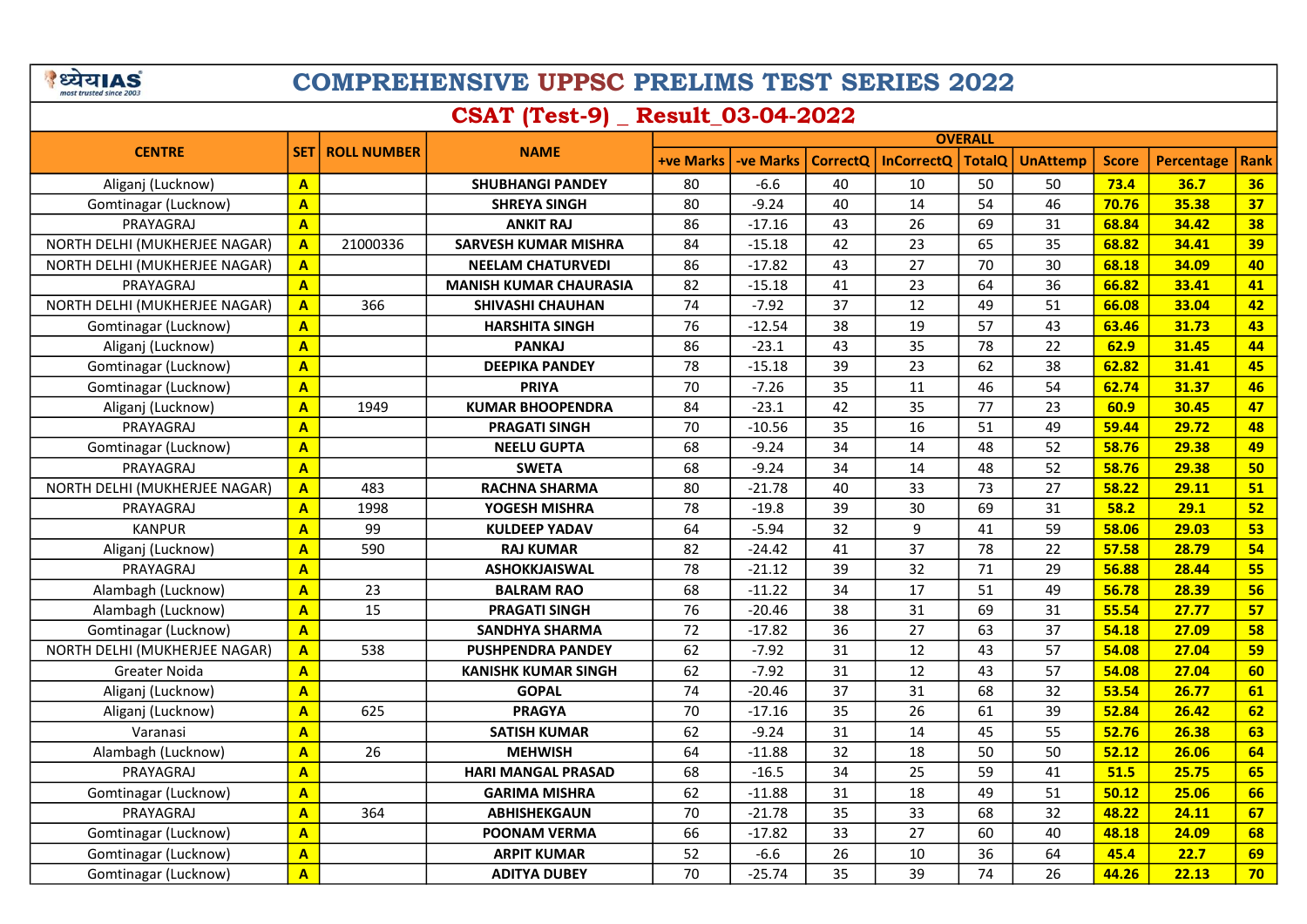# COMPREHENSIVE UPPSC PRELIMS TEST SERIES 2022

## CSAT (Test-9) _ Result_03-04-2022

| CENTRE | SET | ROLL NUMBER | NAME | OVERALL | | | | | | | | |
|---|---|---|---|---|---|---|---|---|---|---|---|---|
| | | | | +ve Marks | -ve Marks | CorrectQ | InCorrectQ | TotalQ | UnAttemp | Score | Percentage | Rank |
| Aliganj (Lucknow) | A | | SHUBHANGI PANDEY | 80 | -6.6 | 40 | 10 | 50 | 50 | 73.4 | 36.7 | 36 |
| Gomtinagar (Lucknow) | A | | SHREYA SINGH | 80 | -9.24 | 40 | 14 | 54 | 46 | 70.76 | 35.38 | 37 |
| PRAYAGRAJ | A | | ANKIT RAJ | 86 | -17.16 | 43 | 26 | 69 | 31 | 68.84 | 34.42 | 38 |
| NORTH DELHI (MUKHERJEE NAGAR) | A | 21000336 | SARVESH KUMAR MISHRA | 84 | -15.18 | 42 | 23 | 65 | 35 | 68.82 | 34.41 | 39 |
| NORTH DELHI (MUKHERJEE NAGAR) | A | | NEELAM CHATURVEDI | 86 | -17.82 | 43 | 27 | 70 | 30 | 68.18 | 34.09 | 40 |
| PRAYAGRAJ | A | | MANISH KUMAR CHAURASIA | 82 | -15.18 | 41 | 23 | 64 | 36 | 66.82 | 33.41 | 41 |
| NORTH DELHI (MUKHERJEE NAGAR) | A | 366 | SHIVASHI CHAUHAN | 74 | -7.92 | 37 | 12 | 49 | 51 | 66.08 | 33.04 | 42 |
| Gomtinagar (Lucknow) | A | | HARSHITA SINGH | 76 | -12.54 | 38 | 19 | 57 | 43 | 63.46 | 31.73 | 43 |
| Aliganj (Lucknow) | A | | PANKAJ | 86 | -23.1 | 43 | 35 | 78 | 22 | 62.9 | 31.45 | 44 |
| Gomtinagar (Lucknow) | A | | DEEPIKA PANDEY | 78 | -15.18 | 39 | 23 | 62 | 38 | 62.82 | 31.41 | 45 |
| Gomtinagar (Lucknow) | A | | PRIYA | 70 | -7.26 | 35 | 11 | 46 | 54 | 62.74 | 31.37 | 46 |
| Aliganj (Lucknow) | A | 1949 | KUMAR BHOOPENDRA | 84 | -23.1 | 42 | 35 | 77 | 23 | 60.9 | 30.45 | 47 |
| PRAYAGRAJ | A | | PRAGATI SINGH | 70 | -10.56 | 35 | 16 | 51 | 49 | 59.44 | 29.72 | 48 |
| Gomtinagar (Lucknow) | A | | NEELU GUPTA | 68 | -9.24 | 34 | 14 | 48 | 52 | 58.76 | 29.38 | 49 |
| PRAYAGRAJ | A | | SWETA | 68 | -9.24 | 34 | 14 | 48 | 52 | 58.76 | 29.38 | 50 |
| NORTH DELHI (MUKHERJEE NAGAR) | A | 483 | RACHNA SHARMA | 80 | -21.78 | 40 | 33 | 73 | 27 | 58.22 | 29.11 | 51 |
| PRAYAGRAJ | A | 1998 | YOGESH MISHRA | 78 | -19.8 | 39 | 30 | 69 | 31 | 58.2 | 29.1 | 52 |
| KANPUR | A | 99 | KULDEEP YADAV | 64 | -5.94 | 32 | 9 | 41 | 59 | 58.06 | 29.03 | 53 |
| Aliganj (Lucknow) | A | 590 | RAJ KUMAR | 82 | -24.42 | 41 | 37 | 78 | 22 | 57.58 | 28.79 | 54 |
| PRAYAGRAJ | A | | ASHOKKJAISWAL | 78 | -21.12 | 39 | 32 | 71 | 29 | 56.88 | 28.44 | 55 |
| Alambagh (Lucknow) | A | 23 | BALRAM RAO | 68 | -11.22 | 34 | 17 | 51 | 49 | 56.78 | 28.39 | 56 |
| Alambagh (Lucknow) | A | 15 | PRAGATI SINGH | 76 | -20.46 | 38 | 31 | 69 | 31 | 55.54 | 27.77 | 57 |
| Gomtinagar (Lucknow) | A | | SANDHYA SHARMA | 72 | -17.82 | 36 | 27 | 63 | 37 | 54.18 | 27.09 | 58 |
| NORTH DELHI (MUKHERJEE NAGAR) | A | 538 | PUSHPENDRA PANDEY | 62 | -7.92 | 31 | 12 | 43 | 57 | 54.08 | 27.04 | 59 |
| Greater Noida | A | | KANISHK KUMAR SINGH | 62 | -7.92 | 31 | 12 | 43 | 57 | 54.08 | 27.04 | 60 |
| Aliganj (Lucknow) | A | | GOPAL | 74 | -20.46 | 37 | 31 | 68 | 32 | 53.54 | 26.77 | 61 |
| Aliganj (Lucknow) | A | 625 | PRAGYA | 70 | -17.16 | 35 | 26 | 61 | 39 | 52.84 | 26.42 | 62 |
| Varanasi | A | | SATISH KUMAR | 62 | -9.24 | 31 | 14 | 45 | 55 | 52.76 | 26.38 | 63 |
| Alambagh (Lucknow) | A | 26 | MEHWISH | 64 | -11.88 | 32 | 18 | 50 | 50 | 52.12 | 26.06 | 64 |
| PRAYAGRAJ | A | | HARI MANGAL PRASAD | 68 | -16.5 | 34 | 25 | 59 | 41 | 51.5 | 25.75 | 65 |
| Gomtinagar (Lucknow) | A | | GARIMA MISHRA | 62 | -11.88 | 31 | 18 | 49 | 51 | 50.12 | 25.06 | 66 |
| PRAYAGRAJ | A | 364 | ABHISHEKGAUN | 70 | -21.78 | 35 | 33 | 68 | 32 | 48.22 | 24.11 | 67 |
| Gomtinagar (Lucknow) | A | | POONAM VERMA | 66 | -17.82 | 33 | 27 | 60 | 40 | 48.18 | 24.09 | 68 |
| Gomtinagar (Lucknow) | A | | ARPIT KUMAR | 52 | -6.6 | 26 | 10 | 36 | 64 | 45.4 | 22.7 | 69 |
| Gomtinagar (Lucknow) | A | | ADITYA DUBEY | 70 | -25.74 | 35 | 39 | 74 | 26 | 44.26 | 22.13 | 70 |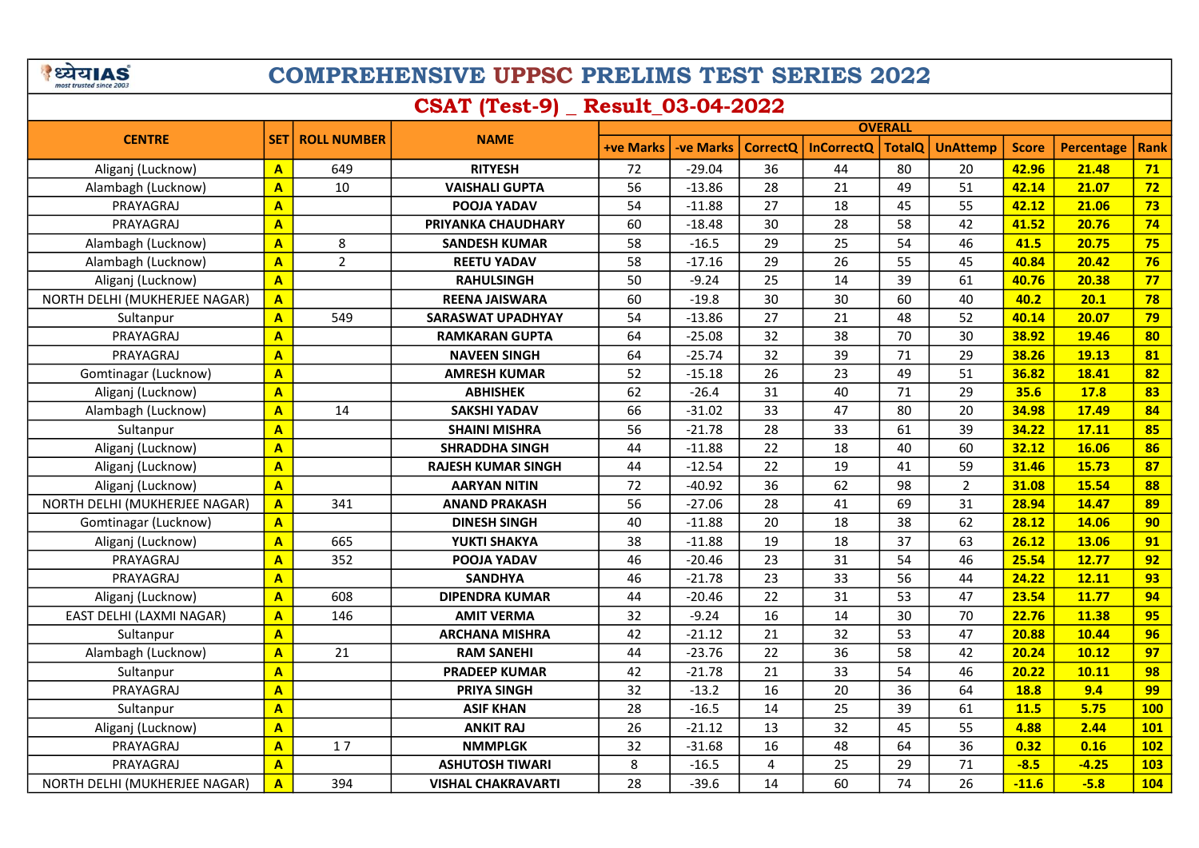# COMPREHENSIVE UPPSC PRELIMS TEST SERIES 2022

## CSAT (Test-9) _ Result_03-04-2022

| CENTRE | SET | ROLL NUMBER | NAME | OVERALL | | | | | | | | |
|---|---|---|---|---|---|---|---|---|---|---|---|---|
| | | | | +ve Marks | -ve Marks | CorrectQ | InCorrectQ | TotalQ | UnAttemp | Score | Percentage | Rank |
| Aliganj (Lucknow) | A | 649 | RITYESH | 72 | -29.04 | 36 | 44 | 80 | 20 | 42.96 | 21.48 | 71 |
| Alambagh (Lucknow) | A | 10 | VAISHALI GUPTA | 56 | -13.86 | 28 | 21 | 49 | 51 | 42.14 | 21.07 | 72 |
| PRAYAGRAJ | A | | POOJA YADAV | 54 | -11.88 | 27 | 18 | 45 | 55 | 42.12 | 21.06 | 73 |
| PRAYAGRAJ | A | | PRIYANKA CHAUDHARY | 60 | -18.48 | 30 | 28 | 58 | 42 | 41.52 | 20.76 | 74 |
| Alambagh (Lucknow) | A | 8 | SANDESH KUMAR | 58 | -16.5 | 29 | 25 | 54 | 46 | 41.5 | 20.75 | 75 |
| Alambagh (Lucknow) | A | 2 | REETU YADAV | 58 | -17.16 | 29 | 26 | 55 | 45 | 40.84 | 20.42 | 76 |
| Aliganj (Lucknow) | A | | RAHULSINGH | 50 | -9.24 | 25 | 14 | 39 | 61 | 40.76 | 20.38 | 77 |
| NORTH DELHI (MUKHERJEE NAGAR) | A | | REENA JAISWARA | 60 | -19.8 | 30 | 30 | 60 | 40 | 40.2 | 20.1 | 78 |
| Sultanpur | A | 549 | SARASWAT UPADHYAY | 54 | -13.86 | 27 | 21 | 48 | 52 | 40.14 | 20.07 | 79 |
| PRAYAGRAJ | A | | RAMKARAN GUPTA | 64 | -25.08 | 32 | 38 | 70 | 30 | 38.92 | 19.46 | 80 |
| PRAYAGRAJ | A | | NAVEEN SINGH | 64 | -25.74 | 32 | 39 | 71 | 29 | 38.26 | 19.13 | 81 |
| Gomtinagar (Lucknow) | A | | AMRESH KUMAR | 52 | -15.18 | 26 | 23 | 49 | 51 | 36.82 | 18.41 | 82 |
| Aliganj (Lucknow) | A | | ABHISHEK | 62 | -26.4 | 31 | 40 | 71 | 29 | 35.6 | 17.8 | 83 |
| Alambagh (Lucknow) | A | 14 | SAKSHI YADAV | 66 | -31.02 | 33 | 47 | 80 | 20 | 34.98 | 17.49 | 84 |
| Sultanpur | A | | SHAINI MISHRA | 56 | -21.78 | 28 | 33 | 61 | 39 | 34.22 | 17.11 | 85 |
| Aliganj (Lucknow) | A | | SHRADDHA SINGH | 44 | -11.88 | 22 | 18 | 40 | 60 | 32.12 | 16.06 | 86 |
| Aliganj (Lucknow) | A | | RAJESH KUMAR SINGH | 44 | -12.54 | 22 | 19 | 41 | 59 | 31.46 | 15.73 | 87 |
| Aliganj (Lucknow) | A | | AARYAN NITIN | 72 | -40.92 | 36 | 62 | 98 | 2 | 31.08 | 15.54 | 88 |
| NORTH DELHI (MUKHERJEE NAGAR) | A | 341 | ANAND PRAKASH | 56 | -27.06 | 28 | 41 | 69 | 31 | 28.94 | 14.47 | 89 |
| Gomtinagar (Lucknow) | A | | DINESH SINGH | 40 | -11.88 | 20 | 18 | 38 | 62 | 28.12 | 14.06 | 90 |
| Aliganj (Lucknow) | A | 665 | YUKTI SHAKYA | 38 | -11.88 | 19 | 18 | 37 | 63 | 26.12 | 13.06 | 91 |
| PRAYAGRAJ | A | 352 | POOJA YADAV | 46 | -20.46 | 23 | 31 | 54 | 46 | 25.54 | 12.77 | 92 |
| PRAYAGRAJ | A | | SANDHYA | 46 | -21.78 | 23 | 33 | 56 | 44 | 24.22 | 12.11 | 93 |
| Aliganj (Lucknow) | A | 608 | DIPENDRA KUMAR | 44 | -20.46 | 22 | 31 | 53 | 47 | 23.54 | 11.77 | 94 |
| EAST DELHI (LAXMI NAGAR) | A | 146 | AMIT VERMA | 32 | -9.24 | 16 | 14 | 30 | 70 | 22.76 | 11.38 | 95 |
| Sultanpur | A | | ARCHANA MISHRA | 42 | -21.12 | 21 | 32 | 53 | 47 | 20.88 | 10.44 | 96 |
| Alambagh (Lucknow) | A | 21 | RAM SANEHI | 44 | -23.76 | 22 | 36 | 58 | 42 | 20.24 | 10.12 | 97 |
| Sultanpur | A | | PRADEEP KUMAR | 42 | -21.78 | 21 | 33 | 54 | 46 | 20.22 | 10.11 | 98 |
| PRAYAGRAJ | A | | PRIYA SINGH | 32 | -13.2 | 16 | 20 | 36 | 64 | 18.8 | 9.4 | 99 |
| Sultanpur | A | | ASIF KHAN | 28 | -16.5 | 14 | 25 | 39 | 61 | 11.5 | 5.75 | 100 |
| Aliganj (Lucknow) | A | | ANKIT RAJ | 26 | -21.12 | 13 | 32 | 45 | 55 | 4.88 | 2.44 | 101 |
| PRAYAGRAJ | A | 1 7 | NMMPLGK | 32 | -31.68 | 16 | 48 | 64 | 36 | 0.32 | 0.16 | 102 |
| PRAYAGRAJ | A | | ASHUTOSH TIWARI | 8 | -16.5 | 4 | 25 | 29 | 71 | -8.5 | -4.25 | 103 |
| NORTH DELHI (MUKHERJEE NAGAR) | A | 394 | VISHAL CHAKRAVARTI | 28 | -39.6 | 14 | 60 | 74 | 26 | -11.6 | -5.8 | 104 |